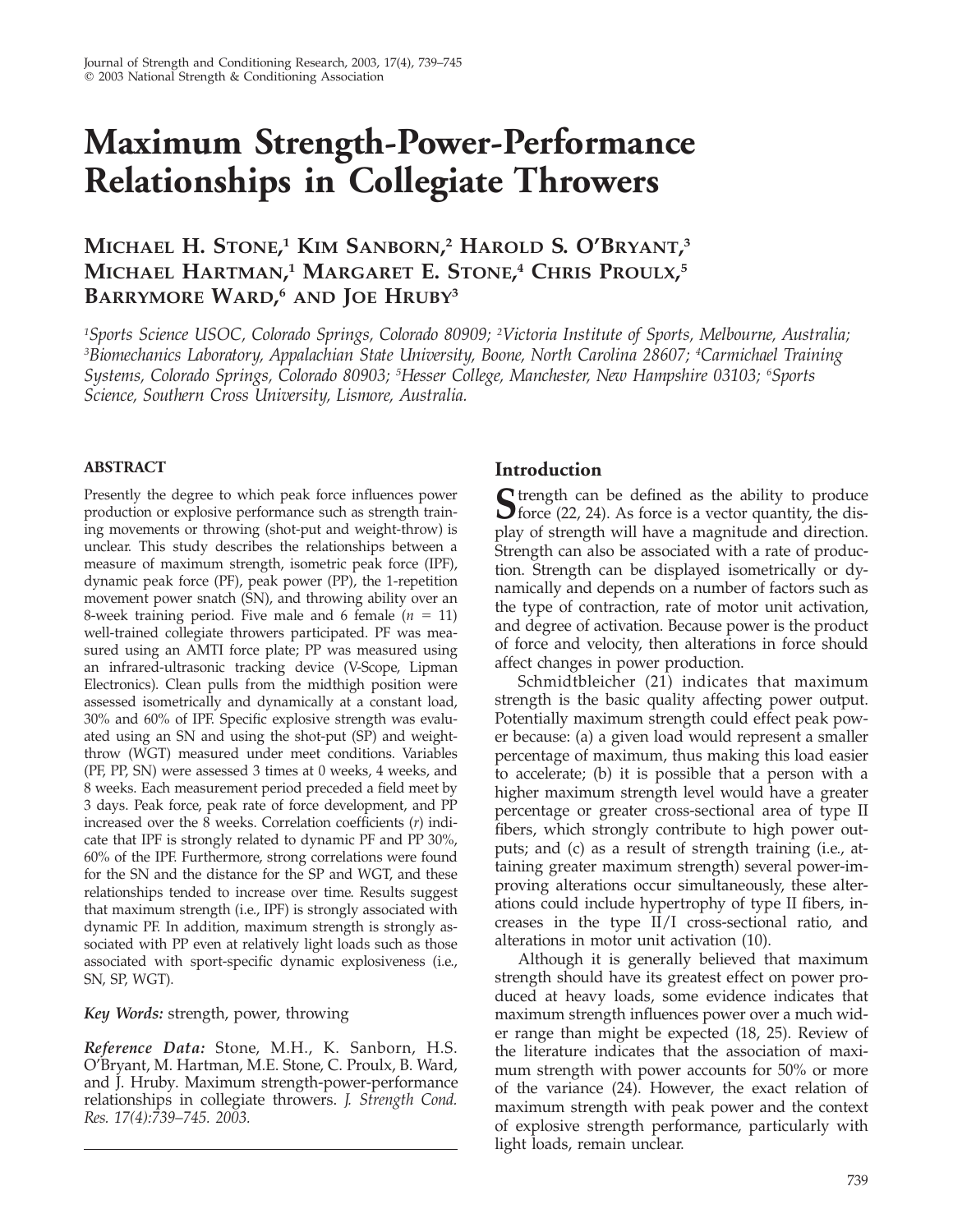# Maximum Strength-Power-Performance Relationships in Collegiate Throwers

**Michael H. Stone,[1] Kim Sanborn,[2] Harold S. O'Bryant,[3] Michael Hartman,[1] Margaret E. Stone,[4] Chris Proulx,[5] Barrymore Ward,[6] and Joe Hruby[3]**

*[1]Sports Science USOC, Colorado Springs, Colorado 80909; [2]Victoria Institute of Sports, Melbourne, Australia; [3]Biomechanics Laboratory, Appalachian State University, Boone, North Carolina 28607; [4]Carmichael Training Systems, Colorado Springs, Colorado 80903; [5]Hesser College, Manchester, New Hampshire 03103; [6]Sports Science, Southern Cross University, Lismore, Australia.*

### ABSTRACT

Presently the degree to which peak force influences power production or explosive performance such as strength training movements or throwing (shot-put and weight-throw) is unclear. This study describes the relationships between a measure of maximum strength, isometric peak force (IPF), dynamic peak force (PF), peak power (PP), the 1-repetition movement power snatch (SN), and throwing ability over an 8-week training period. Five male and 6 female ($n = 11$) well-trained collegiate throwers participated. PF was measured using an AMTI force plate; PP was measured using an infrared-ultrasonic tracking device (V-Scope, Lipman Electronics). Clean pulls from the midthigh position were assessed isometrically and dynamically at a constant load, 30% and 60% of IPF. Specific explosive strength was evaluated using an SN and using the shot-put (SP) and weight-throw (WGT) measured under meet conditions. Variables (PF, PP, SN) were assessed 3 times at 0 weeks, 4 weeks, and 8 weeks. Each measurement period preceded a field meet by 3 days. Peak force, peak rate of force development, and PP increased over the 8 weeks. Correlation coefficients ($r$) indicate that IPF is strongly related to dynamic PF and PP 30%, 60% of the IPF. Furthermore, strong correlations were found for the SN and the distance for the SP and WGT, and these relationships tended to increase over time. Results suggest that maximum strength (i.e., IPF) is strongly associated with dynamic PF. In addition, maximum strength is strongly associated with PP even at relatively light loads such as those associated with sport-specific dynamic explosiveness (i.e., SN, SP, WGT).

***Key Words:*** strength, power, throwing

***Reference Data:*** Stone, M.H., K. Sanborn, H.S. O'Bryant, M. Hartman, M.E. Stone, C. Proulx, B. Ward, and J. Hruby. Maximum strength-power-performance relationships in collegiate throwers. *J. Strength Cond. Res. 17(4):739–745. 2003.*

## Introduction

Strength can be defined as the ability to produce force (22, 24). As force is a vector quantity, the display of strength will have a magnitude and direction. Strength can also be associated with a rate of production. Strength can be displayed isometrically or dynamically and depends on a number of factors such as the type of contraction, rate of motor unit activation, and degree of activation. Because power is the product of force and velocity, then alterations in force should affect changes in power production.

Schmidtbleicher (21) indicates that maximum strength is the basic quality affecting power output. Potentially maximum strength could effect peak power because: (a) a given load would represent a smaller percentage of maximum, thus making this load easier to accelerate; (b) it is possible that a person with a higher maximum strength level would have a greater percentage or greater cross-sectional area of type II fibers, which strongly contribute to high power outputs; and (c) as a result of strength training (i.e., attaining greater maximum strength) several power-improving alterations occur simultaneously, these alterations could include hypertrophy of type II fibers, increases in the type II/I cross-sectional ratio, and alterations in motor unit activation (10).

Although it is generally believed that maximum strength should have its greatest effect on power produced at heavy loads, some evidence indicates that maximum strength influences power over a much wider range than might be expected (18, 25). Review of the literature indicates that the association of maximum strength with power accounts for 50% or more of the variance (24). However, the exact relation of maximum strength with peak power and the context of explosive strength performance, particularly with light loads, remain unclear.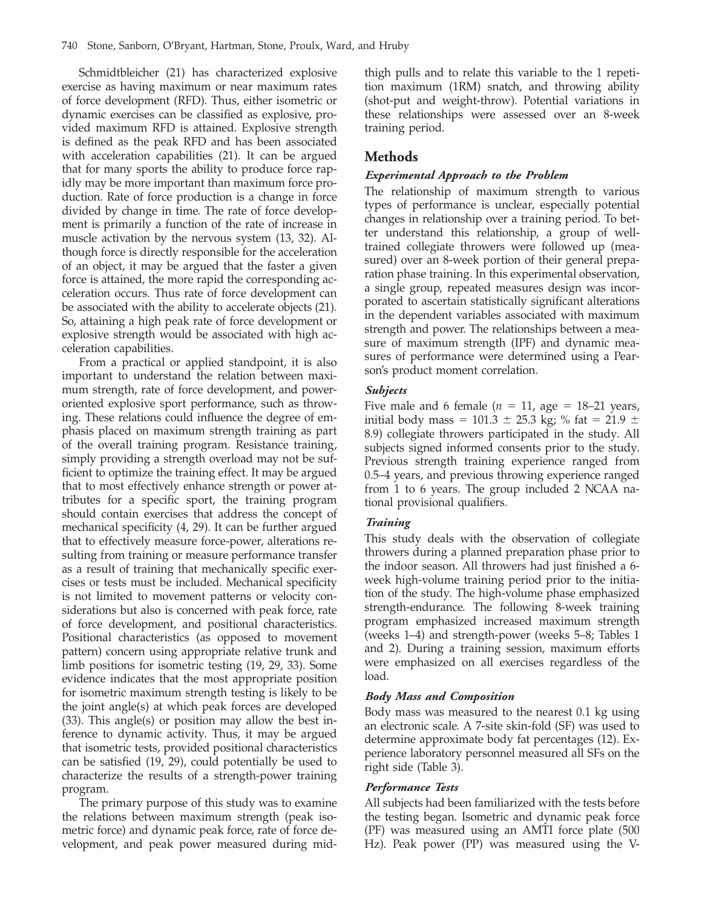Schmidtbleicher (21) has characterized explosive exercise as having maximum or near maximum rates of force development (RFD). Thus, either isometric or dynamic exercises can be classified as explosive, provided maximum RFD is attained. Explosive strength is defined as the peak RFD and has been associated with acceleration capabilities (21). It can be argued that for many sports the ability to produce force rapidly may be more important than maximum force production. Rate of force production is a change in force divided by change in time. The rate of force development is primarily a function of the rate of increase in muscle activation by the nervous system (13, 32). Although force is directly responsible for the acceleration of an object, it may be argued that the faster a given force is attained, the more rapid the corresponding acceleration occurs. Thus rate of force development can be associated with the ability to accelerate objects (21). So, attaining a high peak rate of force development or explosive strength would be associated with high acceleration capabilities.

From a practical or applied standpoint, it is also important to understand the relation between maximum strength, rate of force development, and power-oriented explosive sport performance, such as throwing. These relations could influence the degree of emphasis placed on maximum strength training as part of the overall training program. Resistance training, simply providing a strength overload may not be sufficient to optimize the training effect. It may be argued that to most effectively enhance strength or power attributes for a specific sport, the training program should contain exercises that address the concept of mechanical specificity (4, 29). It can be further argued that to effectively measure force-power, alterations resulting from training or measure performance transfer as a result of training that mechanically specific exercises or tests must be included. Mechanical specificity is not limited to movement patterns or velocity considerations but also is concerned with peak force, rate of force development, and positional characteristics. Positional characteristics (as opposed to movement pattern) concern using appropriate relative trunk and limb positions for isometric testing (19, 29, 33). Some evidence indicates that the most appropriate position for isometric maximum strength testing is likely to be the joint angle(s) at which peak forces are developed (33). This angle(s) or position may allow the best inference to dynamic activity. Thus, it may be argued that isometric tests, provided positional characteristics can be satisfied (19, 29), could potentially be used to characterize the results of a strength-power training program.

The primary purpose of this study was to examine the relations between maximum strength (peak isometric force) and dynamic peak force, rate of force development, and peak power measured during mid-thigh pulls and to relate this variable to the 1 repetition maximum (1RM) snatch, and throwing ability (shot-put and weight-throw). Potential variations in these relationships were assessed over an 8-week training period.

## Methods

### *Experimental Approach to the Problem*

The relationship of maximum strength to various types of performance is unclear, especially potential changes in relationship over a training period. To better understand this relationship, a group of well-trained collegiate throwers were followed up (measured) over an 8-week portion of their general preparation phase training. In this experimental observation, a single group, repeated measures design was incorporated to ascertain statistically significant alterations in the dependent variables associated with maximum strength and power. The relationships between a measure of maximum strength (IPF) and dynamic measures of performance were determined using a Pearson's product moment correlation.

### *Subjects*

Five male and 6 female ($n$ = 11, age = 18–21 years, initial body mass = 101.3 ± 25.3 kg; % fat = 21.9 ± 8.9) collegiate throwers participated in the study. All subjects signed informed consents prior to the study. Previous strength training experience ranged from 0.5–4 years, and previous throwing experience ranged from 1 to 6 years. The group included 2 NCAA national provisional qualifiers.

### *Training*

This study deals with the observation of collegiate throwers during a planned preparation phase prior to the indoor season. All throwers had just finished a 6-week high-volume training period prior to the initiation of the study. The high-volume phase emphasized strength-endurance. The following 8-week training program emphasized increased maximum strength (weeks 1–4) and strength-power (weeks 5–8; Tables 1 and 2). During a training session, maximum efforts were emphasized on all exercises regardless of the load.

### *Body Mass and Composition*

Body mass was measured to the nearest 0.1 kg using an electronic scale. A 7-site skin-fold (SF) was used to determine approximate body fat percentages (12). Experience laboratory personnel measured all SFs on the right side (Table 3).

### *Performance Tests*

All subjects had been familiarized with the tests before the testing began. Isometric and dynamic peak force (PF) was measured using an AMTI force plate (500 Hz). Peak power (PP) was measured using the V-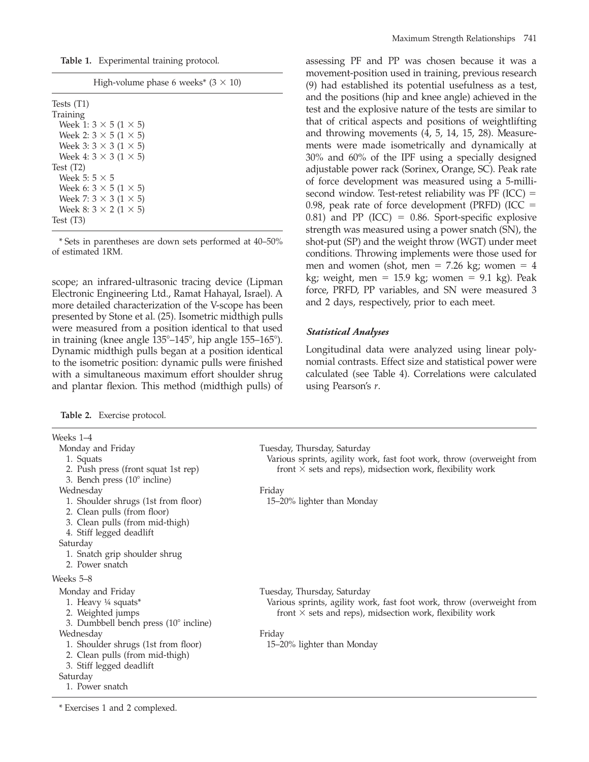**Table 1.** Experimental training protocol.

| High-volume phase 6 weeks* (3 × 10) |
|---|
| Tests (T1) |
| Training |
| Week 1: 3 × 5 (1 × 5) |
| Week 2: 3 × 5 (1 × 5) |
| Week 3: 3 × 3 (1 × 5) |
| Week 4: 3 × 3 (1 × 5) |
| Test (T2) |
| Week 5: 5 × 5 |
| Week 6: 3 × 5 (1 × 5) |
| Week 7: 3 × 3 (1 × 5) |
| Week 8: 3 × 2 (1 × 5) |
| Test (T3) |

* Sets in parentheses are down sets performed at 40–50% of estimated 1RM.

scope; an infrared-ultrasonic tracing device (Lipman Electronic Engineering Ltd., Ramat Hahayal, Israel). A more detailed characterization of the V-scope has been presented by Stone et al. (25). Isometric midthigh pulls were measured from a position identical to that used in training (knee angle 135°–145°, hip angle 155–165°). Dynamic midthigh pulls began at a position identical to the isometric position: dynamic pulls were finished with a simultaneous maximum effort shoulder shrug and plantar flexion. This method (midthigh pulls) of assessing PF and PP was chosen because it was a movement-position used in training, previous research (9) had established its potential usefulness as a test, and the positions (hip and knee angle) achieved in the test and the explosive nature of the tests are similar to that of critical aspects and positions of weightlifting and throwing movements (4, 5, 14, 15, 28). Measurements were made isometrically and dynamically at 30% and 60% of the IPF using a specially designed adjustable power rack (Sorinex, Orange, SC). Peak rate of force development was measured using a 5-millisecond window. Test-retest reliability was PF (ICC) = 0.98, peak rate of force development (PRFD) (ICC = 0.81) and PP (ICC) = 0.86. Sport-specific explosive strength was measured using a power snatch (SN), the shot-put (SP) and the weight throw (WGT) under meet conditions. Throwing implements were those used for men and women (shot, men = 7.26 kg; women = 4 kg; weight, men = 15.9 kg; women = 9.1 kg). Peak force, PRFD, PP variables, and SN were measured 3 and 2 days, respectively, prior to each meet.

### *Statistical Analyses*

Longitudinal data were analyzed using linear polynomial contrasts. Effect size and statistical power were calculated (see Table 4). Correlations were calculated using Pearson's $r$.

**Table 2.** Exercise protocol.

| | |
|---|---|
| Weeks 1–4 | |
| Monday and Friday | Tuesday, Thursday, Saturday |
| 1. Squats | Various sprints, agility work, fast foot work, throw (overweight from front × sets and reps), midsection work, flexibility work |
| 2. Push press (front squat 1st rep) | |
| 3. Bench press (10° incline) | |
| Wednesday | Friday |
| 1. Shoulder shrugs (1st from floor) | 15–20% lighter than Monday |
| 2. Clean pulls (from floor) | |
| 3. Clean pulls (from mid-thigh) | |
| 4. Stiff legged deadlift | |
| Saturday | |
| 1. Snatch grip shoulder shrug | |
| 2. Power snatch | |
| Weeks 5–8 | |
| Monday and Friday | Tuesday, Thursday, Saturday |
| 1. Heavy ¼ squats* | Various sprints, agility work, fast foot work, throw (overweight from front × sets and reps), midsection work, flexibility work |
| 2. Weighted jumps | |
| 3. Dumbbell bench press (10° incline) | |
| Wednesday | Friday |
| 1. Shoulder shrugs (1st from floor) | 15–20% lighter than Monday |
| 2. Clean pulls (from mid-thigh) | |
| 3. Stiff legged deadlift | |
| Saturday | |
| 1. Power snatch | |

* Exercises 1 and 2 complexed.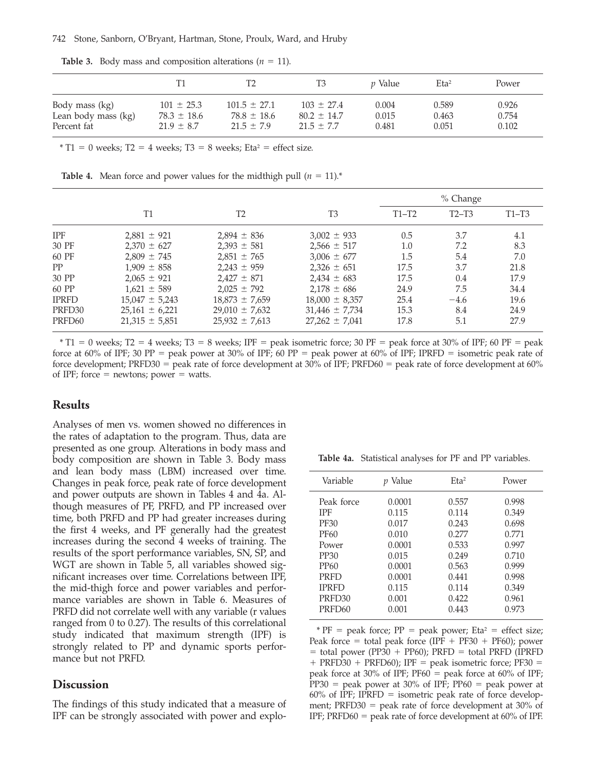**Table 3.** Body mass and composition alterations ($n = 11$).

| | T1 | T2 | T3 | $p$ Value | Eta² | Power |
|---|---|---|---|---|---|---|
| Body mass (kg) | 101 ± 25.3 | 101.5 ± 27.1 | 103 ± 27.4 | 0.004 | 0.589 | 0.926 |
| Lean body mass (kg) | 78.3 ± 18.6 | 78.8 ± 18.6 | 80.2 ± 14.7 | 0.015 | 0.463 | 0.754 |
| Percent fat | 21.9 ± 8.7 | 21.5 ± 7.9 | 21.5 ± 7.7 | 0.481 | 0.051 | 0.102 |

* T1 = 0 weeks; T2 = 4 weeks; T3 = 8 weeks; Eta² = effect size.

**Table 4.** Mean force and power values for the midthigh pull ($n = 11$).*

| | T1 | T2 | T3 | % Change | | |
|---|---|---|---|---|---|---|
| | | | | T1–T2 | T2–T3 | T1–T3 |
| IPF | 2,881 ± 921 | 2,894 ± 836 | 3,002 ± 933 | 0.5 | 3.7 | 4.1 |
| 30 PF | 2,370 ± 627 | 2,393 ± 581 | 2,566 ± 517 | 1.0 | 7.2 | 8.3 |
| 60 PF | 2,809 ± 745 | 2,851 ± 765 | 3,006 ± 677 | 1.5 | 5.4 | 7.0 |
| PP | 1,909 ± 858 | 2,243 ± 959 | 2,326 ± 651 | 17.5 | 3.7 | 21.8 |
| 30 PP | 2,065 ± 921 | 2,427 ± 871 | 2,434 ± 683 | 17.5 | 0.4 | 17.9 |
| 60 PP | 1,621 ± 589 | 2,025 ± 792 | 2,178 ± 686 | 24.9 | 7.5 | 34.4 |
| IPRFD | 15,047 ± 5,243 | 18,873 ± 7,659 | 18,000 ± 8,357 | 25.4 | −4.6 | 19.6 |
| PRFD30 | 25,161 ± 6,221 | 29,010 ± 7,632 | 31,446 ± 7,734 | 15.3 | 8.4 | 24.9 |
| PRFD60 | 21,315 ± 5,851 | 25,932 ± 7,613 | 27,262 ± 7,041 | 17.8 | 5.1 | 27.9 |

* T1 = 0 weeks; T2 = 4 weeks; T3 = 8 weeks; IPF = peak isometric force; 30 PF = peak force at 30% of IPF; 60 PF = peak force at 60% of IPF; 30 PP = peak power at 30% of IPF; 60 PP = peak power at 60% of IPF; IPRFD = isometric peak rate of force development; PRFD30 = peak rate of force development at 30% of IPF; PRFD60 = peak rate of force development at 60% of IPF; force = newtons; power = watts.

## Results

Analyses of men vs. women showed no differences in the rates of adaptation to the program. Thus, data are presented as one group. Alterations in body mass and body composition are shown in Table 3. Body mass and lean body mass (LBM) increased over time. Changes in peak force, peak rate of force development and power outputs are shown in Tables 4 and 4a. Although measures of PF, PRFD, and PP increased over time, both PRFD and PP had greater increases during the first 4 weeks, and PF generally had the greatest increases during the second 4 weeks of training. The results of the sport performance variables, SN, SP, and WGT are shown in Table 5, all variables showed significant increases over time. Correlations between IPF, the mid-thigh force and power variables and performance variables are shown in Table 6. Measures of PRFD did not correlate well with any variable (r values ranged from 0 to 0.27). The results of this correlational study indicated that maximum strength (IPF) is strongly related to PP and dynamic sports performance but not PRFD.

**Table 4a.** Statistical analyses for PF and PP variables.

| Variable | $p$ Value | Eta² | Power |
|---|---|---|---|
| Peak force | 0.0001 | 0.557 | 0.998 |
| IPF | 0.115 | 0.114 | 0.349 |
| PF30 | 0.017 | 0.243 | 0.698 |
| PF60 | 0.010 | 0.277 | 0.771 |
| Power | 0.0001 | 0.533 | 0.997 |
| PP30 | 0.015 | 0.249 | 0.710 |
| PP60 | 0.0001 | 0.563 | 0.999 |
| PRFD | 0.0001 | 0.441 | 0.998 |
| IPRFD | 0.115 | 0.114 | 0.349 |
| PRFD30 | 0.001 | 0.422 | 0.961 |
| PRFD60 | 0.001 | 0.443 | 0.973 |

* PF = peak force; PP = peak power; Eta² = effect size; Peak force = total peak force (IPF + PF30 + PF60); power = total power (PP30 + PP60); PRFD = total PRFD (IPRFD + PRFD30 + PRFD60); IPF = peak isometric force; PF30 = peak force at 30% of IPF; PF60 = peak force at 60% of IPF; PP30 = peak power at 30% of IPF; PP60 = peak power at 60% of IPF; IPRFD = isometric peak rate of force development; PRFD30 = peak rate of force development at 30% of IPF; PRFD60 = peak rate of force development at 60% of IPF.

## Discussion

The findings of this study indicated that a measure of IPF can be strongly associated with power and explo-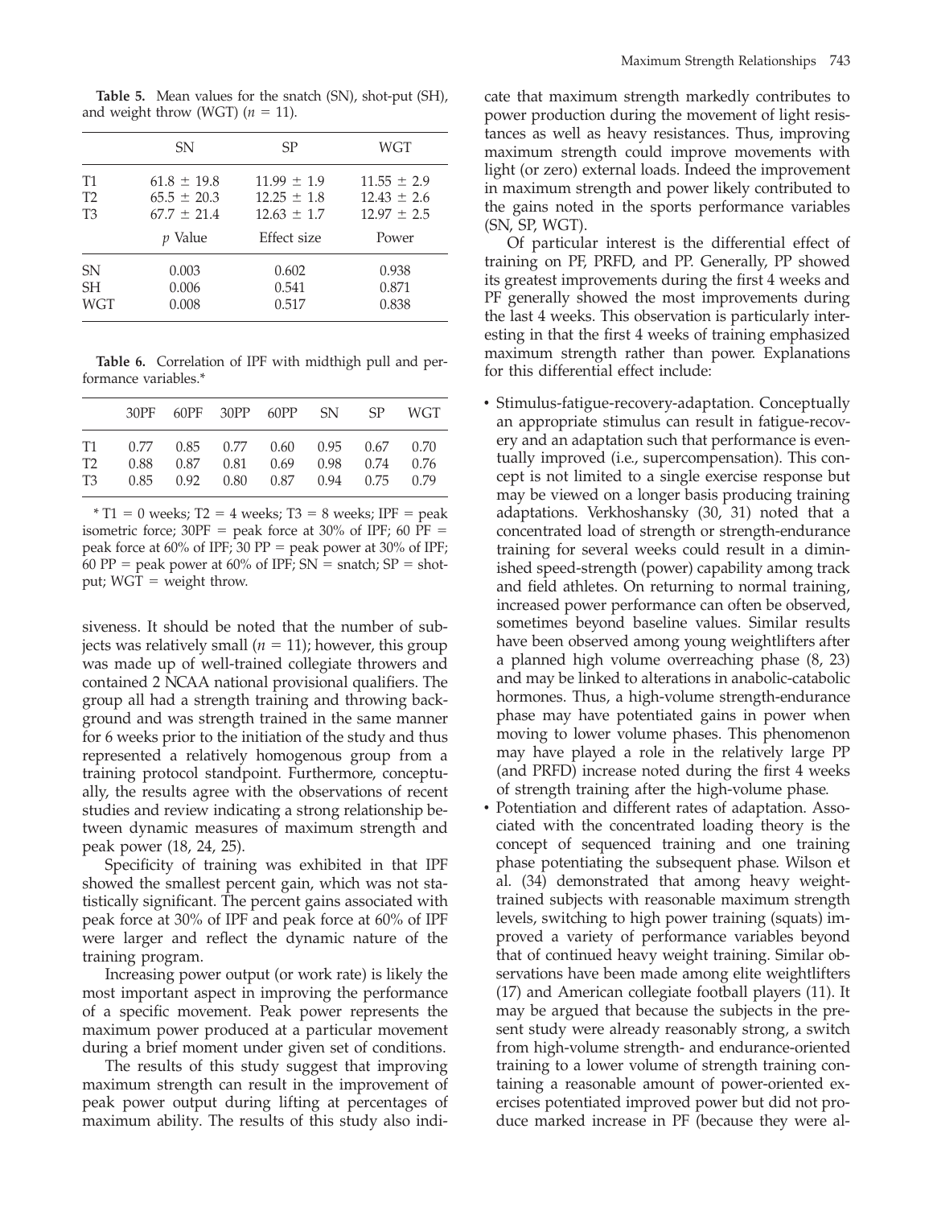**Table 5.** Mean values for the snatch (SN), shot-put (SH), and weight throw (WGT) ($n = 11$).

| | SN | SP | WGT |
|---|---|---|---|
| T1 | 61.8 ± 19.8 | 11.99 ± 1.9 | 11.55 ± 2.9 |
| T2 | 65.5 ± 20.3 | 12.25 ± 1.8 | 12.43 ± 2.6 |
| T3 | 67.7 ± 21.4 | 12.63 ± 1.7 | 12.97 ± 2.5 |
| | *p* Value | Effect size | Power |
| SN | 0.003 | 0.602 | 0.938 |
| SH | 0.006 | 0.541 | 0.871 |
| WGT | 0.008 | 0.517 | 0.838 |

**Table 6.** Correlation of IPF with midthigh pull and performance variables.*

| | 30PF | 60PF | 30PP | 60PP | SN | SP | WGT |
|---|---|---|---|---|---|---|---|
| T1 | 0.77 | 0.85 | 0.77 | 0.60 | 0.95 | 0.67 | 0.70 |
| T2 | 0.88 | 0.87 | 0.81 | 0.69 | 0.98 | 0.74 | 0.76 |
| T3 | 0.85 | 0.92 | 0.80 | 0.87 | 0.94 | 0.75 | 0.79 |

\* T1 = 0 weeks; T2 = 4 weeks; T3 = 8 weeks; IPF = peak isometric force; 30PF = peak force at 30% of IPF; 60 PF = peak force at 60% of IPF; 30 PP = peak power at 30% of IPF; 60 PP = peak power at 60% of IPF; SN = snatch; SP = shot-put; WGT = weight throw.

siveness. It should be noted that the number of subjects was relatively small ($n = 11$); however, this group was made up of well-trained collegiate throwers and contained 2 NCAA national provisional qualifiers. The group all had a strength training and throwing background and was strength trained in the same manner for 6 weeks prior to the initiation of the study and thus represented a relatively homogenous group from a training protocol standpoint. Furthermore, conceptually, the results agree with the observations of recent studies and review indicating a strong relationship between dynamic measures of maximum strength and peak power (18, 24, 25).

Specificity of training was exhibited in that IPF showed the smallest percent gain, which was not statistically significant. The percent gains associated with peak force at 30% of IPF and peak force at 60% of IPF were larger and reflect the dynamic nature of the training program.

Increasing power output (or work rate) is likely the most important aspect in improving the performance of a specific movement. Peak power represents the maximum power produced at a particular movement during a brief moment under given set of conditions.

The results of this study suggest that improving maximum strength can result in the improvement of peak power output during lifting at percentages of maximum ability. The results of this study also indicate that maximum strength markedly contributes to power production during the movement of light resistances as well as heavy resistances. Thus, improving maximum strength could improve movements with light (or zero) external loads. Indeed the improvement in maximum strength and power likely contributed to the gains noted in the sports performance variables (SN, SP, WGT).

Of particular interest is the differential effect of training on PF, PRFD, and PP. Generally, PP showed its greatest improvements during the first 4 weeks and PF generally showed the most improvements during the last 4 weeks. This observation is particularly interesting in that the first 4 weeks of training emphasized maximum strength rather than power. Explanations for this differential effect include:

- Stimulus-fatigue-recovery-adaptation. Conceptually an appropriate stimulus can result in fatigue-recovery and an adaptation such that performance is eventually improved (i.e., supercompensation). This concept is not limited to a single exercise response but may be viewed on a longer basis producing training adaptations. Verkhoshansky (30, 31) noted that a concentrated load of strength or strength-endurance training for several weeks could result in a diminished speed-strength (power) capability among track and field athletes. On returning to normal training, increased power performance can often be observed, sometimes beyond baseline values. Similar results have been observed among young weightlifters after a planned high volume overreaching phase (8, 23) and may be linked to alterations in anabolic-catabolic hormones. Thus, a high-volume strength-endurance phase may have potentiated gains in power when moving to lower volume phases. This phenomenon may have played a role in the relatively large PP (and PRFD) increase noted during the first 4 weeks of strength training after the high-volume phase.
- Potentiation and different rates of adaptation. Associated with the concentrated loading theory is the concept of sequenced training and one training phase potentiating the subsequent phase. Wilson et al. (34) demonstrated that among heavy weight-trained subjects with reasonable maximum strength levels, switching to high power training (squats) improved a variety of performance variables beyond that of continued heavy weight training. Similar observations have been made among elite weightlifters (17) and American collegiate football players (11). It may be argued that because the subjects in the present study were already reasonably strong, a switch from high-volume strength- and endurance-oriented training to a lower volume of strength training containing a reasonable amount of power-oriented exercises potentiated improved power but did not produce marked increase in PF (because they were al-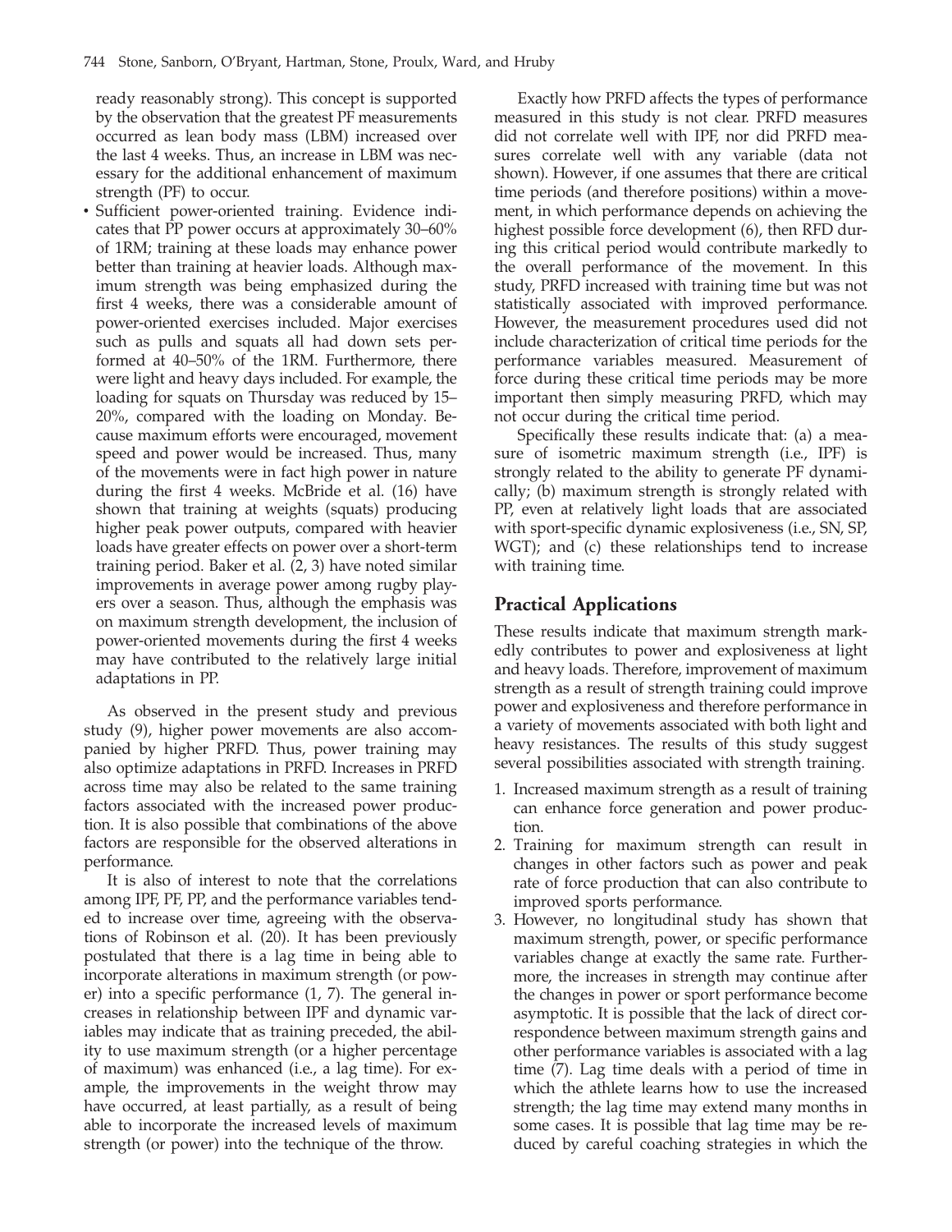ready reasonably strong). This concept is supported by the observation that the greatest PF measurements occurred as lean body mass (LBM) increased over the last 4 weeks. Thus, an increase in LBM was necessary for the additional enhancement of maximum strength (PF) to occur.

- Sufficient power-oriented training. Evidence indicates that PP power occurs at approximately 30–60% of 1RM; training at these loads may enhance power better than training at heavier loads. Although maximum strength was being emphasized during the first 4 weeks, there was a considerable amount of power-oriented exercises included. Major exercises such as pulls and squats all had down sets performed at 40–50% of the 1RM. Furthermore, there were light and heavy days included. For example, the loading for squats on Thursday was reduced by 15–20%, compared with the loading on Monday. Because maximum efforts were encouraged, movement speed and power would be increased. Thus, many of the movements were in fact high power in nature during the first 4 weeks. McBride et al. (16) have shown that training at weights (squats) producing higher peak power outputs, compared with heavier loads have greater effects on power over a short-term training period. Baker et al. (2, 3) have noted similar improvements in average power among rugby players over a season. Thus, although the emphasis was on maximum strength development, the inclusion of power-oriented movements during the first 4 weeks may have contributed to the relatively large initial adaptations in PP.

As observed in the present study and previous study (9), higher power movements are also accompanied by higher PRFD. Thus, power training may also optimize adaptations in PRFD. Increases in PRFD across time may also be related to the same training factors associated with the increased power production. It is also possible that combinations of the above factors are responsible for the observed alterations in performance.

It is also of interest to note that the correlations among IPF, PF, PP, and the performance variables tended to increase over time, agreeing with the observations of Robinson et al. (20). It has been previously postulated that there is a lag time in being able to incorporate alterations in maximum strength (or power) into a specific performance (1, 7). The general increases in relationship between IPF and dynamic variables may indicate that as training preceded, the ability to use maximum strength (or a higher percentage of maximum) was enhanced (i.e., a lag time). For example, the improvements in the weight throw may have occurred, at least partially, as a result of being able to incorporate the increased levels of maximum strength (or power) into the technique of the throw.

Exactly how PRFD affects the types of performance measured in this study is not clear. PRFD measures did not correlate well with IPF, nor did PRFD measures correlate well with any variable (data not shown). However, if one assumes that there are critical time periods (and therefore positions) within a movement, in which performance depends on achieving the highest possible force development (6), then RFD during this critical period would contribute markedly to the overall performance of the movement. In this study, PRFD increased with training time but was not statistically associated with improved performance. However, the measurement procedures used did not include characterization of critical time periods for the performance variables measured. Measurement of force during these critical time periods may be more important then simply measuring PRFD, which may not occur during the critical time period.

Specifically these results indicate that: (a) a measure of isometric maximum strength (i.e., IPF) is strongly related to the ability to generate PF dynamically; (b) maximum strength is strongly related with PP, even at relatively light loads that are associated with sport-specific dynamic explosiveness (i.e., SN, SP, WGT); and (c) these relationships tend to increase with training time.

## Practical Applications

These results indicate that maximum strength markedly contributes to power and explosiveness at light and heavy loads. Therefore, improvement of maximum strength as a result of strength training could improve power and explosiveness and therefore performance in a variety of movements associated with both light and heavy resistances. The results of this study suggest several possibilities associated with strength training.

1. Increased maximum strength as a result of training can enhance force generation and power production.
2. Training for maximum strength can result in changes in other factors such as power and peak rate of force production that can also contribute to improved sports performance.
3. However, no longitudinal study has shown that maximum strength, power, or specific performance variables change at exactly the same rate. Furthermore, the increases in strength may continue after the changes in power or sport performance become asymptotic. It is possible that the lack of direct correspondence between maximum strength gains and other performance variables is associated with a lag time (7). Lag time deals with a period of time in which the athlete learns how to use the increased strength; the lag time may extend many months in some cases. It is possible that lag time may be reduced by careful coaching strategies in which the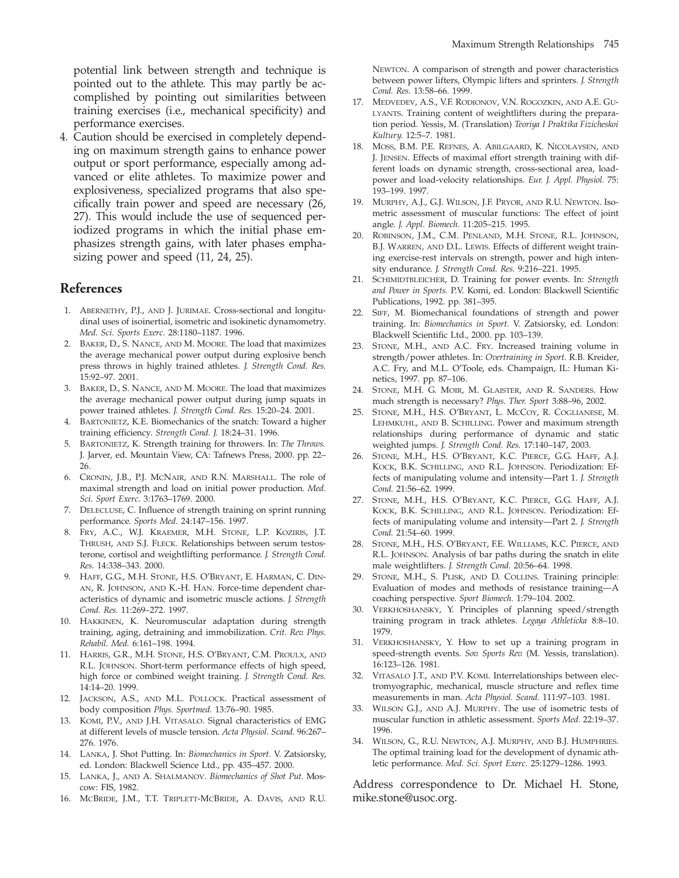potential link between strength and technique is pointed out to the athlete. This may partly be accomplished by pointing out similarities between training exercises (i.e., mechanical specificity) and performance exercises.

4. Caution should be exercised in completely depending on maximum strength gains to enhance power output or sport performance, especially among advanced or elite athletes. To maximize power and explosiveness, specialized programs that also specifically train power and speed are necessary (26, 27). This would include the use of sequenced periodized programs in which the initial phase emphasizes strength gains, with later phases emphasizing power and speed (11, 24, 25).

## References

1. Abernethy, P.J., and J. Jurimae. Cross-sectional and longitudinal uses of isoinertial, isometric and isokinetic dynamometry. *Med. Sci. Sports Exerc.* 28:1180–1187. 1996.
2. Baker, D., S. Nance, and M. Moore. The load that maximizes the average mechanical power output during explosive bench press throws in highly trained athletes. *J. Strength Cond. Res.* 15:92–97. 2001.
3. Baker, D., S. Nance, and M. Moore. The load that maximizes the average mechanical power output during jump squats in power trained athletes. *J. Strength Cond. Res.* 15:20–24. 2001.
4. Bartonietz, K.E. Biomechanics of the snatch: Toward a higher training efficiency. *Strength Cond. J.* 18:24–31. 1996.
5. Bartonietz, K. Strength training for throwers. In: *The Throws.* J. Jarver, ed. Mountain View, CA: Tafnews Press, 2000. pp. 22–26.
6. Cronin, J.B., P.J. McNair, and R.N. Marshall. The role of maximal strength and load on initial power production. *Med. Sci. Sport Exerc.* 3:1763–1769. 2000.
7. Delecluse, C. Influence of strength training on sprint running performance. *Sports Med.* 24:147–156. 1997.
8. Fry, A.C., W.J. Kraemer, M.H. Stone, L.P. Koziris, J.T. Thrush, and S.J. Fleck. Relationships between serum testosterone, cortisol and weightlifting performance. *J. Strength Cond. Res.* 14:338–343. 2000.
9. Haff, G.G., M.H. Stone, H.S. O'Bryant, E. Harman, C. Dinan, R. Johnson, and K.-H. Han. Force-time dependent characteristics of dynamic and isometric muscle actions. *J. Strength Cond. Res.* 11:269–272. 1997.
10. Hakkinen, K. Neuromuscular adaptation during strength training, aging, detraining and immobilization. *Crit. Rev. Phys. Rehabil. Med.* 6:161–198. 1994.
11. Harris, G.R., M.H. Stone, H.S. O'Bryant, C.M. Proulx, and R.L. Johnson. Short-term performance effects of high speed, high force or combined weight training. *J. Strength Cond. Res.* 14:14–20. 1999.
12. Jackson, A.S., and M.L. Pollock. Practical assessment of body composition *Phys. Sportmed.* 13:76–90. 1985.
13. Komi, P.V., and J.H. Vitasalo. Signal characteristics of EMG at different levels of muscle tension. *Acta Physiol. Scand.* 96:267–276. 1976.
14. Lanka, J. Shot Putting. In: *Biomechanics in Sport.* V. Zatsiorsky, ed. London: Blackwell Science Ltd., pp. 435–457. 2000.
15. Lanka, J., and A. Shalmanov. *Biomechanics of Shot Put.* Moscow: FIS, 1982.
16. McBride, J.M., T.T. Triplett-McBride, A. Davis, and R.U. Newton. A comparison of strength and power characteristics between power lifters, Olympic lifters and sprinters. *J. Strength Cond. Res.* 13:58–66. 1999.
17. Medvedev, A.S., V.F. Rodionov, V.N. Rogozkin, and A.E. Gulyants. Training content of weightlifters during the preparation period. Yessis, M. (Translation) *Teoriya I Praktika Fizicheskoi Kultury.* 12:5–7. 1981.
18. Moss, B.M. P.E. Refnes, A. Abilgaard, K. Nicolaysen, and J. Jensen. Effects of maximal effort strength training with different loads on dynamic strength, cross-sectional area, load-power and load-velocity relationships. *Eur. J. Appl. Physiol.* 75:193–199. 1997.
19. Murphy, A.J., G.J. Wilson, J.F. Pryor, and R.U. Newton. Isometric assessment of muscular functions: The effect of joint angle. *J. Appl. Biomech.* 11:205–215. 1995.
20. Robinson, J.M., C.M. Penland, M.H. Stone, R.L. Johnson, B.J. Warren, and D.L. Lewis. Effects of different weight training exercise-rest intervals on strength, power and high intensity endurance. *J. Strength Cond. Res.* 9:216–221. 1995.
21. Schimidtbleicher, D. Training for power events. In: *Strength and Power in Sports.* P.V. Komi, ed. London: Blackwell Scientific Publications, 1992. pp. 381–395.
22. Siff, M. Biomechanical foundations of strength and power training. In: *Biomechanics in Sport.* V. Zatsiorsky, ed. London: Blackwell Scientific Ltd., 2000. pp. 103–139.
23. Stone, M.H., and A.C. Fry. Increased training volume in strength/power athletes. In: *Overtraining in Sport.* R.B. Kreider, A.C. Fry, and M.L. O'Toole, eds. Champaign, IL: Human Kinetics, 1997. pp. 87–106.
24. Stone, M.H. G. Moir, M. Glaister, and R. Sanders. How much strength is necessary? *Phys. Ther. Sport* 3:88–96, 2002.
25. Stone, M.H., H.S. O'Bryant, L. McCoy, R. Coglianese, M. Lehmkuhl, and B. Schilling. Power and maximum strength relationships during performance of dynamic and static weighted jumps. *J. Strength Cond. Res.* 17:140–147, 2003.
26. Stone, M.H., H.S. O'Bryant, K.C. Pierce, G.G. Haff, A.J. Kock, B.K. Schilling, and R.L. Johnson. Periodization: Effects of manipulating volume and intensity—Part 1. *J. Strength Cond.* 21:56–62. 1999.
27. Stone, M.H., H.S. O'Bryant, K.C. Pierce, G.G. Haff, A.J. Kock, B.K. Schilling, and R.L. Johnson. Periodization: Effects of manipulating volume and intensity—Part 2. *J. Strength Cond.* 21:54–60. 1999.
28. Stone, M.H., H.S. O'Bryant, F.E. Williams, K.C. Pierce, and R.L. Johnson. Analysis of bar paths during the snatch in elite male weightlifters. *J. Strength Cond.* 20:56–64. 1998.
29. Stone, M.H., S. Plisk, and D. Collins. Training principle: Evaluation of modes and methods of resistance training—A coaching perspective. *Sport Biomech.* 1:79–104. 2002.
30. Verkhoshansky, Y. Principles of planning speed/strength training program in track athletes. *Legaya Athleticka* 8:8–10. 1979.
31. Verkhoshansky, Y. How to set up a training program in speed-strength events. *Sov. Sports Rev.* (M. Yessis, translation). 16:123–126. 1981.
32. Vitasalo J.T., and P.V. Komi. Interrelationships between electromyographic, mechanical, muscle structure and reflex time measurements in man. *Acta Physiol. Scand.* 111:97–103. 1981.
33. Wilson G.J., and A.J. Murphy. The use of isometric tests of muscular function in athletic assessment. *Sports Med.* 22:19–37. 1996.
34. Wilson, G., R.U. Newton, A.J. Murphy, and B.J. Humphries. The optimal training load for the development of dynamic athletic performance. *Med. Sci. Sport Exerc.* 25:1279–1286. 1993.

Address correspondence to Dr. Michael H. Stone, mike.stone@usoc.org.